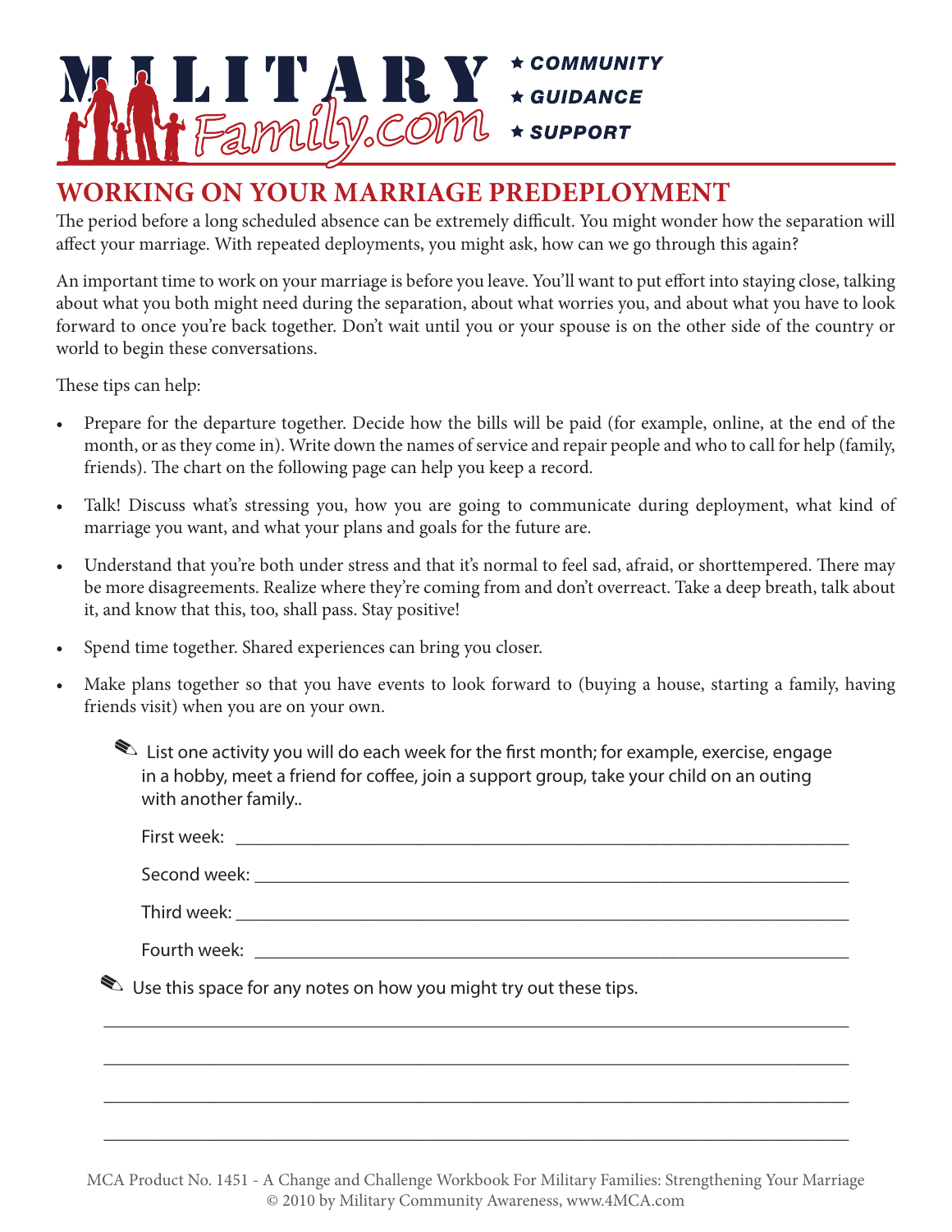MILITARY Family.com

★ COMMUNITY
★ GUIDANCE
★ SUPPORT

# WORKING ON YOUR MARRIAGE PREDEPLOYMENT

The period before a long scheduled absence can be extremely difficult. You might wonder how the separation will affect your marriage. With repeated deployments, you might ask, how can we go through this again?

An important time to work on your marriage is before you leave. You'll want to put effort into staying close, talking about what you both might need during the separation, about what worries you, and about what you have to look forward to once you're back together. Don't wait until you or your spouse is on the other side of the country or world to begin these conversations.

These tips can help:

- Prepare for the departure together. Decide how the bills will be paid (for example, online, at the end of the month, or as they come in). Write down the names of service and repair people and who to call for help (family, friends). The chart on the following page can help you keep a record.
- Talk! Discuss what's stressing you, how you are going to communicate during deployment, what kind of marriage you want, and what your plans and goals for the future are.
- Understand that you're both under stress and that it's normal to feel sad, afraid, or shorttempered. There may be more disagreements. Realize where they're coming from and don't overreact. Take a deep breath, talk about it, and know that this, too, shall pass. Stay positive!
- Spend time together. Shared experiences can bring you closer.
- Make plans together so that you have events to look forward to (buying a house, starting a family, having friends visit) when you are on your own.

✎ List one activity you will do each week for the first month; for example, exercise, engage in a hobby, meet a friend for coffee, join a support group, take your child on an outing with another family..

First week: ____________________________________________

Second week: __________________________________________

Third week: ____________________________________________

Fourth week: ___________________________________________

✎ Use this space for any notes on how you might try out these tips.

______________________________________________________

______________________________________________________

______________________________________________________

______________________________________________________

MCA Product No. 1451 - A Change and Challenge Workbook For Military Families: Strengthening Your Marriage
© 2010 by Military Community Awareness, www.4MCA.com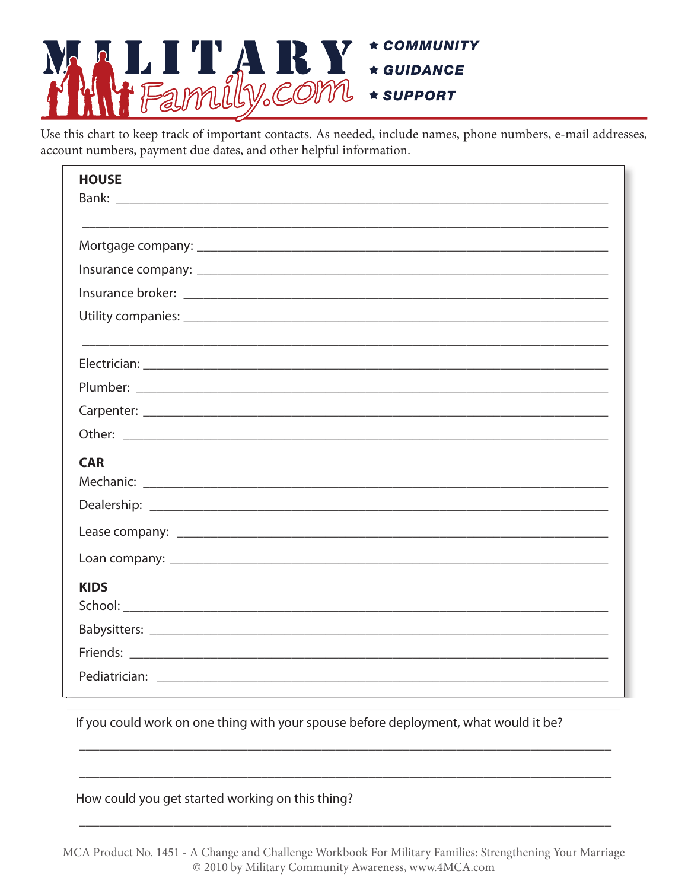# MILITARY Family.com

★ COMMUNITY
★ GUIDANCE
★ SUPPORT

Use this chart to keep track of important contacts. As needed, include names, phone numbers, e-mail addresses, account numbers, payment due dates, and other helpful information.

**HOUSE**

Bank: ______________________________________________

______________________________________________

Mortgage company: ______________________________________________

Insurance company: ______________________________________________

Insurance broker: ______________________________________________

Utility companies: ______________________________________________

______________________________________________

Electrician: ______________________________________________

Plumber: ______________________________________________

Carpenter: ______________________________________________

Other: ______________________________________________

**CAR**

Mechanic: ______________________________________________

Dealership: ______________________________________________

Lease company: ______________________________________________

Loan company: ______________________________________________

**KIDS**

School: ______________________________________________

Babysitters: ______________________________________________

Friends: ______________________________________________

Pediatrician: ______________________________________________

If you could work on one thing with your spouse before deployment, what would it be?

______________________________________________

______________________________________________

How could you get started working on this thing?

______________________________________________

MCA Product No. 1451 - A Change and Challenge Workbook For Military Families: Strengthening Your Marriage
© 2010 by Military Community Awareness, www.4MCA.com